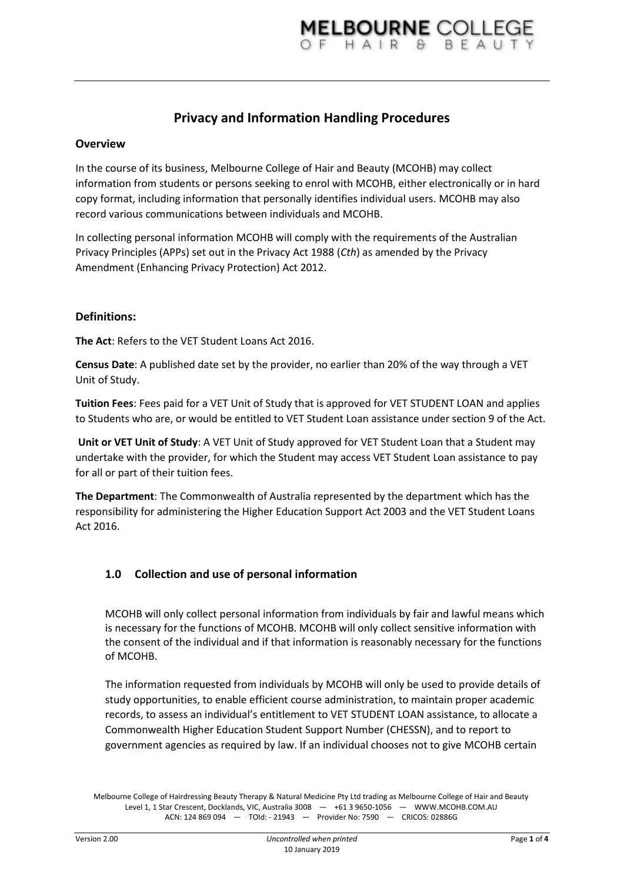# Privacy and Information Handling Procedures

## Overview

In the course of its business, Melbourne College of Hair and Beauty (MCOHB) may collect information from students or persons seeking to enrol with MCOHB, either electronically or in hard copy format, including information that personally identifies individual users. MCOHB may also record various communications between individuals and MCOHB.

In collecting personal information MCOHB will comply with the requirements of the Australian Privacy Principles (APPs) set out in the Privacy Act 1988 (*Cth*) as amended by the Privacy Amendment (Enhancing Privacy Protection) Act 2012.

## Definitions:

**The Act**: Refers to the VET Student Loans Act 2016.

**Census Date**: A published date set by the provider, no earlier than 20% of the way through a VET Unit of Study.

**Tuition Fees**: Fees paid for a VET Unit of Study that is approved for VET STUDENT LOAN and applies to Students who are, or would be entitled to VET Student Loan assistance under section 9 of the Act.

**Unit or VET Unit of Study**: A VET Unit of Study approved for VET Student Loan that a Student may undertake with the provider, for which the Student may access VET Student Loan assistance to pay for all or part of their tuition fees.

**The Department**: The Commonwealth of Australia represented by the department which has the responsibility for administering the Higher Education Support Act 2003 and the VET Student Loans Act 2016.

### 1.0 Collection and use of personal information

MCOHB will only collect personal information from individuals by fair and lawful means which is necessary for the functions of MCOHB. MCOHB will only collect sensitive information with the consent of the individual and if that information is reasonably necessary for the functions of MCOHB.

The information requested from individuals by MCOHB will only be used to provide details of study opportunities, to enable efficient course administration, to maintain proper academic records, to assess an individual's entitlement to VET STUDENT LOAN assistance, to allocate a Commonwealth Higher Education Student Support Number (CHESSN), and to report to government agencies as required by law. If an individual chooses not to give MCOHB certain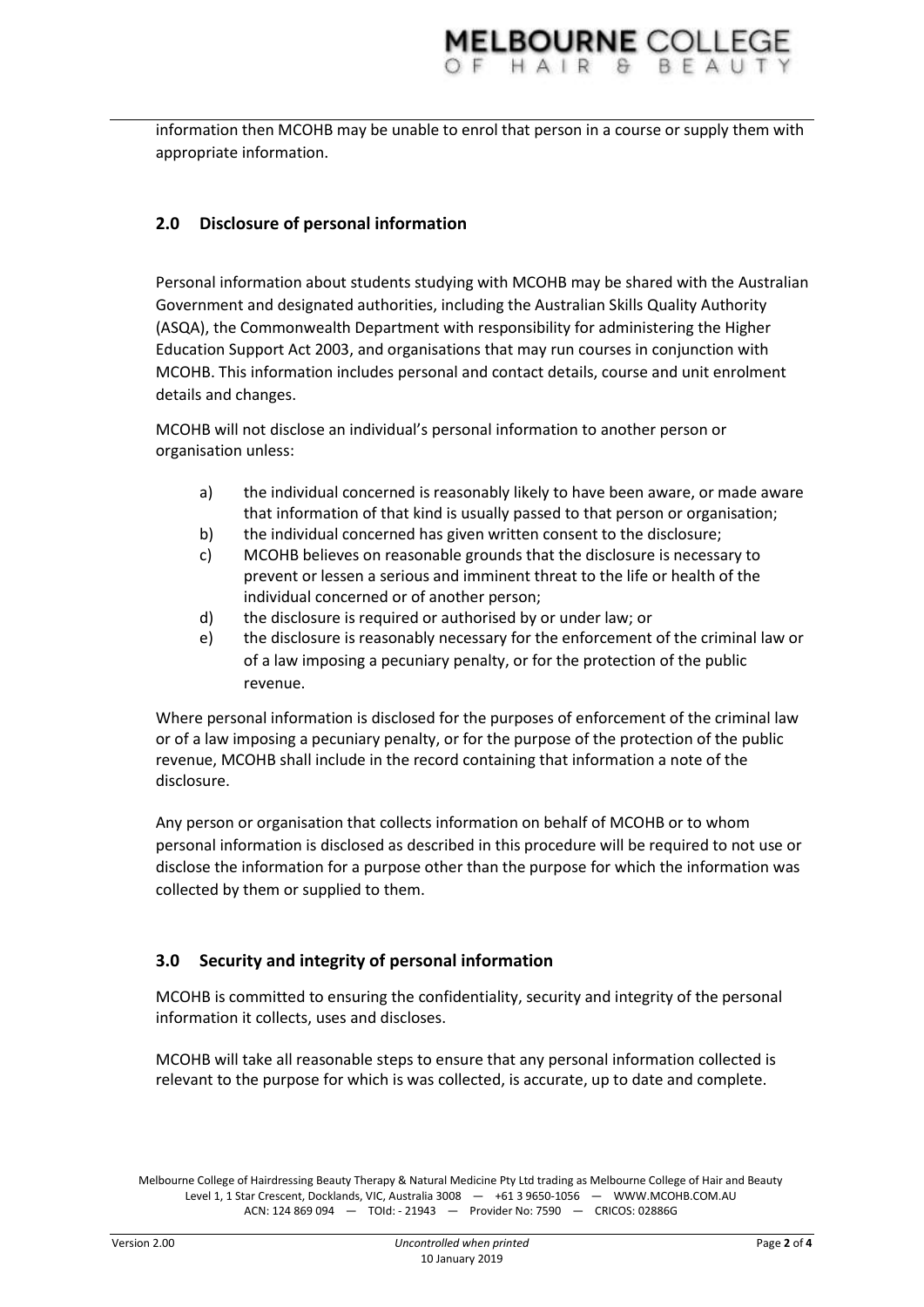information then MCOHB may be unable to enrol that person in a course or supply them with appropriate information.

## 2.0 Disclosure of personal information

Personal information about students studying with MCOHB may be shared with the Australian Government and designated authorities, including the Australian Skills Quality Authority (ASQA), the Commonwealth Department with responsibility for administering the Higher Education Support Act 2003, and organisations that may run courses in conjunction with MCOHB. This information includes personal and contact details, course and unit enrolment details and changes.

MCOHB will not disclose an individual's personal information to another person or organisation unless:

a) the individual concerned is reasonably likely to have been aware, or made aware that information of that kind is usually passed to that person or organisation;
b) the individual concerned has given written consent to the disclosure;
c) MCOHB believes on reasonable grounds that the disclosure is necessary to prevent or lessen a serious and imminent threat to the life or health of the individual concerned or of another person;
d) the disclosure is required or authorised by or under law; or
e) the disclosure is reasonably necessary for the enforcement of the criminal law or of a law imposing a pecuniary penalty, or for the protection of the public revenue.

Where personal information is disclosed for the purposes of enforcement of the criminal law or of a law imposing a pecuniary penalty, or for the purpose of the protection of the public revenue, MCOHB shall include in the record containing that information a note of the disclosure.

Any person or organisation that collects information on behalf of MCOHB or to whom personal information is disclosed as described in this procedure will be required to not use or disclose the information for a purpose other than the purpose for which the information was collected by them or supplied to them.

## 3.0 Security and integrity of personal information

MCOHB is committed to ensuring the confidentiality, security and integrity of the personal information it collects, uses and discloses.

MCOHB will take all reasonable steps to ensure that any personal information collected is relevant to the purpose for which is was collected, is accurate, up to date and complete.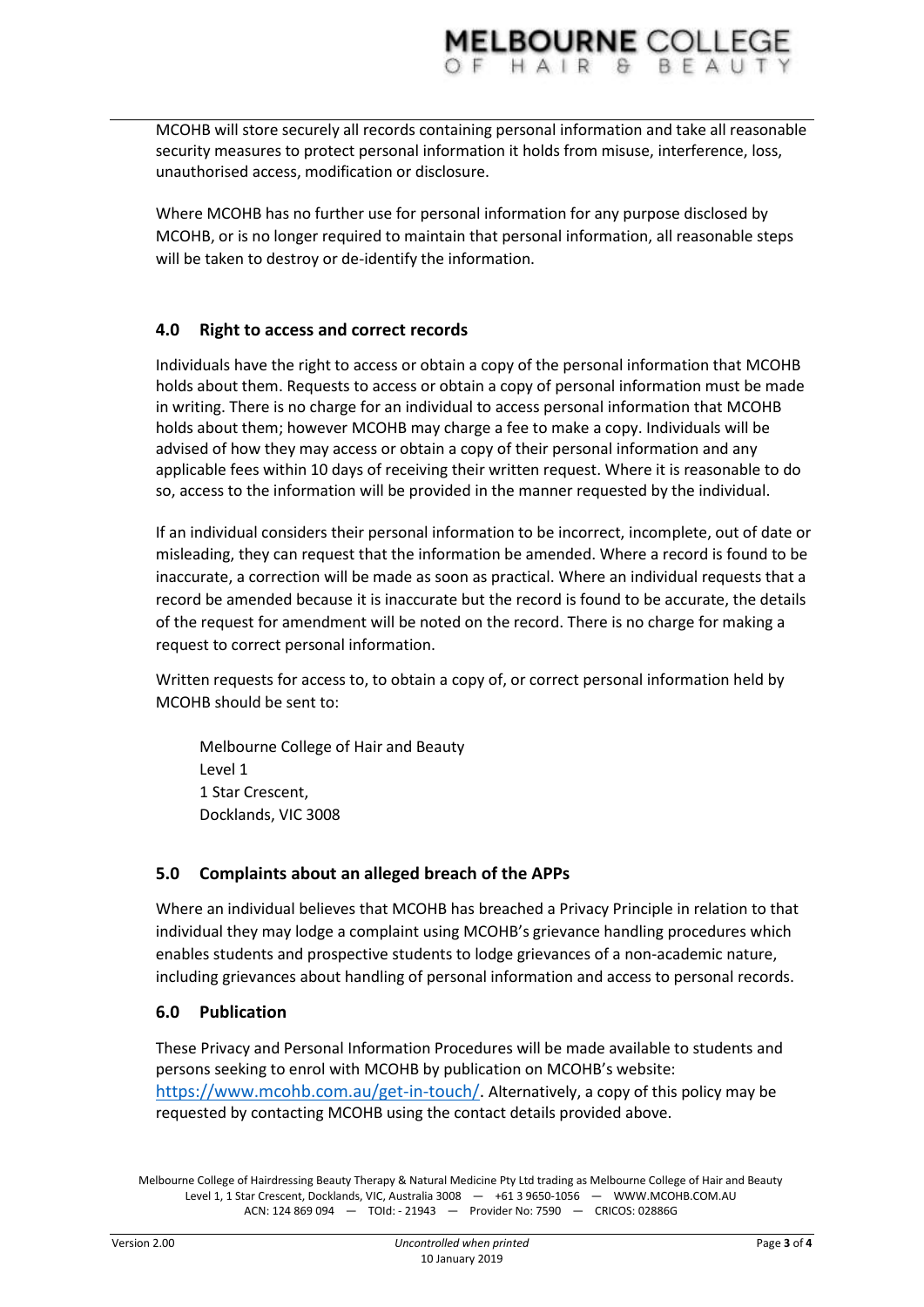MCOHB will store securely all records containing personal information and take all reasonable security measures to protect personal information it holds from misuse, interference, loss, unauthorised access, modification or disclosure.

Where MCOHB has no further use for personal information for any purpose disclosed by MCOHB, or is no longer required to maintain that personal information, all reasonable steps will be taken to destroy or de-identify the information.

## 4.0 Right to access and correct records

Individuals have the right to access or obtain a copy of the personal information that MCOHB holds about them. Requests to access or obtain a copy of personal information must be made in writing. There is no charge for an individual to access personal information that MCOHB holds about them; however MCOHB may charge a fee to make a copy. Individuals will be advised of how they may access or obtain a copy of their personal information and any applicable fees within 10 days of receiving their written request. Where it is reasonable to do so, access to the information will be provided in the manner requested by the individual.

If an individual considers their personal information to be incorrect, incomplete, out of date or misleading, they can request that the information be amended. Where a record is found to be inaccurate, a correction will be made as soon as practical. Where an individual requests that a record be amended because it is inaccurate but the record is found to be accurate, the details of the request for amendment will be noted on the record. There is no charge for making a request to correct personal information.

Written requests for access to, to obtain a copy of, or correct personal information held by MCOHB should be sent to:

Melbourne College of Hair and Beauty
Level 1
1 Star Crescent,
Docklands, VIC 3008

## 5.0 Complaints about an alleged breach of the APPs

Where an individual believes that MCOHB has breached a Privacy Principle in relation to that individual they may lodge a complaint using MCOHB's grievance handling procedures which enables students and prospective students to lodge grievances of a non-academic nature, including grievances about handling of personal information and access to personal records.

## 6.0 Publication

These Privacy and Personal Information Procedures will be made available to students and persons seeking to enrol with MCOHB by publication on MCOHB's website: https://www.mcohb.com.au/get-in-touch/. Alternatively, a copy of this policy may be requested by contacting MCOHB using the contact details provided above.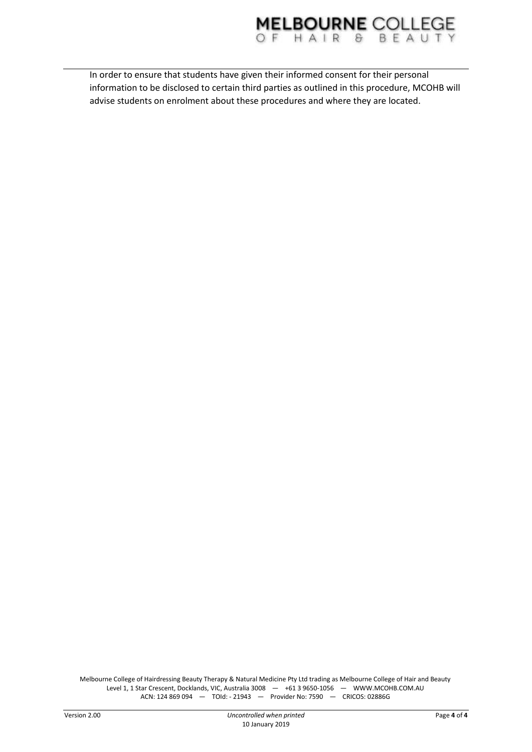In order to ensure that students have given their informed consent for their personal information to be disclosed to certain third parties as outlined in this procedure, MCOHB will advise students on enrolment about these procedures and where they are located.